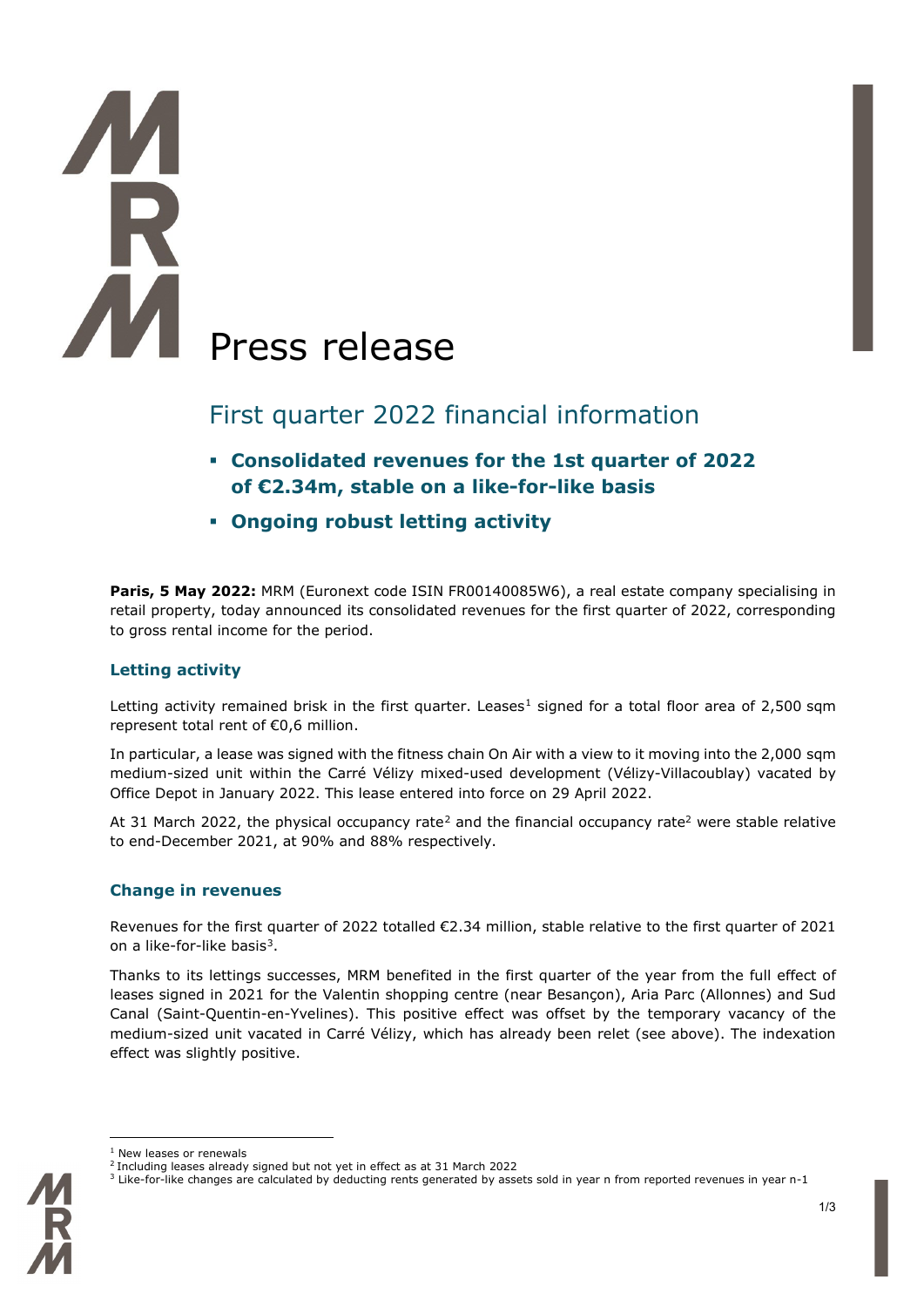# Press release

## First quarter 2022 financial information

- **Consolidated revenues for the 1st quarter of 2022 of €2.34m, stable on a like-for-like basis**
- **Ongoing robust letting activity**

**Paris, 5 May 2022:** MRM (Euronext code ISIN FR00140085W6), a real estate company specialising in retail property, today announced its consolidated revenues for the first quarter of 2022, corresponding to gross rental income for the period.

### Letting activity

Letting activity remained brisk in the first quarter. Leases[1] signed for a total floor area of 2,500 sqm represent total rent of €0,6 million.

In particular, a lease was signed with the fitness chain On Air with a view to it moving into the 2,000 sqm medium-sized unit within the Carré Vélizy mixed-used development (Vélizy-Villacoublay) vacated by Office Depot in January 2022. This lease entered into force on 29 April 2022.

At 31 March 2022, the physical occupancy rate[2] and the financial occupancy rate[2] were stable relative to end-December 2021, at 90% and 88% respectively.

### Change in revenues

Revenues for the first quarter of 2022 totalled €2.34 million, stable relative to the first quarter of 2021 on a like-for-like basis[3].

Thanks to its lettings successes, MRM benefited in the first quarter of the year from the full effect of leases signed in 2021 for the Valentin shopping centre (near Besançon), Aria Parc (Allonnes) and Sud Canal (Saint-Quentin-en-Yvelines). This positive effect was offset by the temporary vacancy of the medium-sized unit vacated in Carré Vélizy, which has already been relet (see above). The indexation effect was slightly positive.

---

[1] New leases or renewals

[2] Including leases already signed but not yet in effect as at 31 March 2022

[3] Like-for-like changes are calculated by deducting rents generated by assets sold in year n from reported revenues in year n-1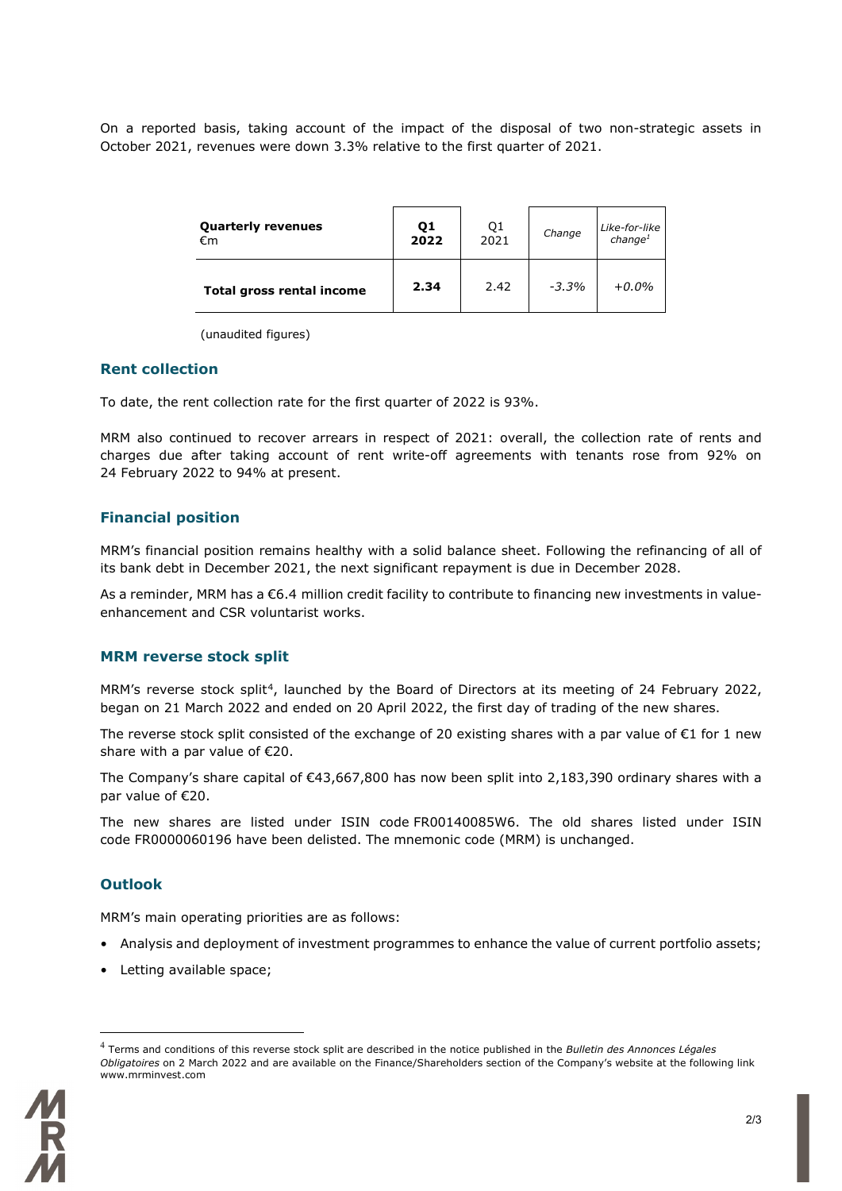On a reported basis, taking account of the impact of the disposal of two non-strategic assets in October 2021, revenues were down 3.3% relative to the first quarter of 2021.

| **Quarterly revenues** €m | **Q1 2022** | Q1 2021 | *Change* | *Like-for-like change[1]* |
|---|---|---|---|---|
| **Total gross rental income** | **2.34** | 2.42 | *-3.3%* | *+0.0%* |

(unaudited figures)

## Rent collection

To date, the rent collection rate for the first quarter of 2022 is 93%.

MRM also continued to recover arrears in respect of 2021: overall, the collection rate of rents and charges due after taking account of rent write-off agreements with tenants rose from 92% on 24 February 2022 to 94% at present.

## Financial position

MRM's financial position remains healthy with a solid balance sheet. Following the refinancing of all of its bank debt in December 2021, the next significant repayment is due in December 2028.

As a reminder, MRM has a €6.4 million credit facility to contribute to financing new investments in value-enhancement and CSR voluntarist works.

## MRM reverse stock split

MRM's reverse stock split[4], launched by the Board of Directors at its meeting of 24 February 2022, began on 21 March 2022 and ended on 20 April 2022, the first day of trading of the new shares.

The reverse stock split consisted of the exchange of 20 existing shares with a par value of €1 for 1 new share with a par value of €20.

The Company's share capital of €43,667,800 has now been split into 2,183,390 ordinary shares with a par value of €20.

The new shares are listed under ISIN code FR00140085W6. The old shares listed under ISIN code FR0000060196 have been delisted. The mnemonic code (MRM) is unchanged.

## Outlook

MRM's main operating priorities are as follows:

- Analysis and deployment of investment programmes to enhance the value of current portfolio assets;
- Letting available space;

[4] Terms and conditions of this reverse stock split are described in the notice published in the *Bulletin des Annonces Légales Obligatoires* on 2 March 2022 and are available on the Finance/Shareholders section of the Company's website at the following link www.mrminvest.com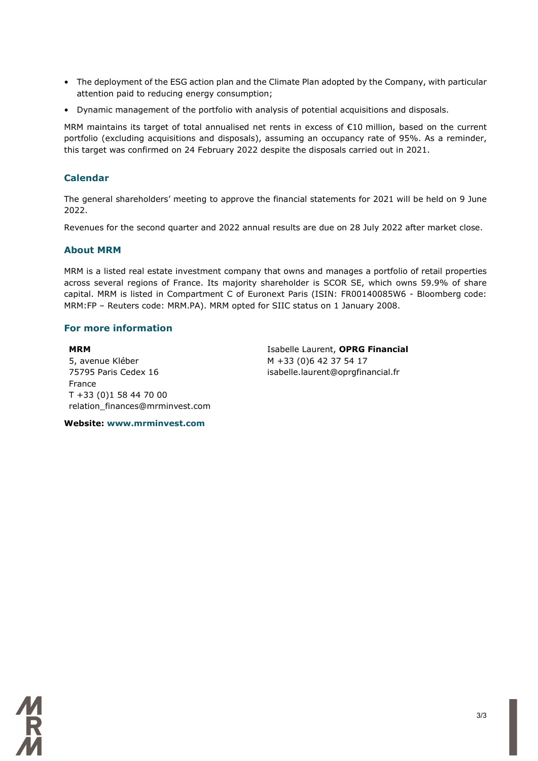- The deployment of the ESG action plan and the Climate Plan adopted by the Company, with particular attention paid to reducing energy consumption;
- Dynamic management of the portfolio with analysis of potential acquisitions and disposals.

MRM maintains its target of total annualised net rents in excess of €10 million, based on the current portfolio (excluding acquisitions and disposals), assuming an occupancy rate of 95%. As a reminder, this target was confirmed on 24 February 2022 despite the disposals carried out in 2021.

## Calendar

The general shareholders' meeting to approve the financial statements for 2021 will be held on 9 June 2022.

Revenues for the second quarter and 2022 annual results are due on 28 July 2022 after market close.

## About MRM

MRM is a listed real estate investment company that owns and manages a portfolio of retail properties across several regions of France. Its majority shareholder is SCOR SE, which owns 59.9% of share capital. MRM is listed in Compartment C of Euronext Paris (ISIN: FR00140085W6 - Bloomberg code: MRM:FP – Reuters code: MRM.PA). MRM opted for SIIC status on 1 January 2008.

## For more information

**MRM**
5, avenue Kléber
75795 Paris Cedex 16
France
T +33 (0)1 58 44 70 00
relation_finances@mrminvest.com

Isabelle Laurent, **OPRG Financial**
M +33 (0)6 42 37 54 17
isabelle.laurent@oprgfinancial.fr

**Website: www.mrminvest.com**